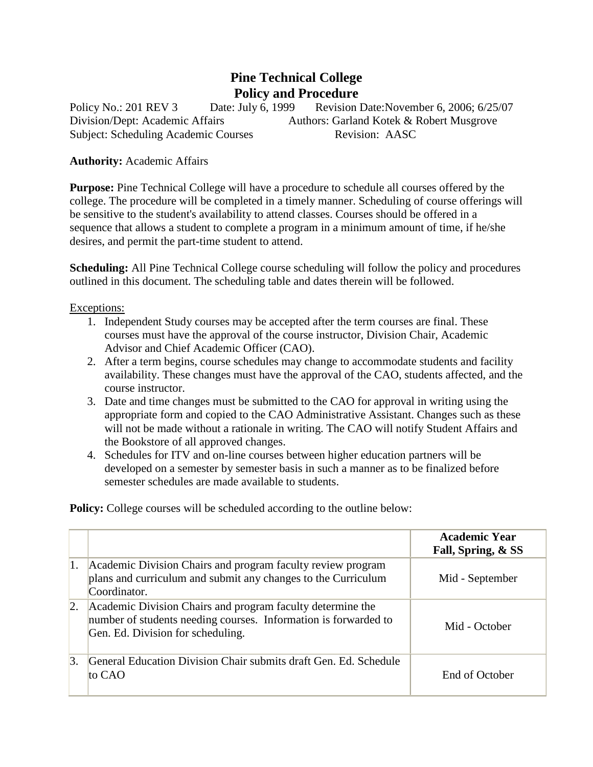# Pine Technical College
## Policy and Procedure

Policy No.: 201 REV 3 Date: July 6, 1999 Revision Date:November 6, 2006; 6/25/07
Division/Dept: Academic Affairs Authors: Garland Kotek & Robert Musgrove
Subject: Scheduling Academic Courses Revision: AASC

**Authority:** Academic Affairs

**Purpose:** Pine Technical College will have a procedure to schedule all courses offered by the college. The procedure will be completed in a timely manner. Scheduling of course offerings will be sensitive to the student's availability to attend classes. Courses should be offered in a sequence that allows a student to complete a program in a minimum amount of time, if he/she desires, and permit the part-time student to attend.

**Scheduling:** All Pine Technical College course scheduling will follow the policy and procedures outlined in this document. The scheduling table and dates therein will be followed.

<u>Exceptions:</u>

1. Independent Study courses may be accepted after the term courses are final. These courses must have the approval of the course instructor, Division Chair, Academic Advisor and Chief Academic Officer (CAO).
2. After a term begins, course schedules may change to accommodate students and facility availability. These changes must have the approval of the CAO, students affected, and the course instructor.
3. Date and time changes must be submitted to the CAO for approval in writing using the appropriate form and copied to the CAO Administrative Assistant. Changes such as these will not be made without a rationale in writing. The CAO will notify Student Affairs and the Bookstore of all approved changes.
4. Schedules for ITV and on-line courses between higher education partners will be developed on a semester by semester basis in such a manner as to be finalized before semester schedules are made available to students.

**Policy:** College courses will be scheduled according to the outline below:

| | | **Academic Year Fall, Spring, & SS** |
|---|---|---|
| 1. | Academic Division Chairs and program faculty review program plans and curriculum and submit any changes to the Curriculum Coordinator. | Mid - September |
| 2. | Academic Division Chairs and program faculty determine the number of students needing courses. Information is forwarded to Gen. Ed. Division for scheduling. | Mid - October |
| 3. | General Education Division Chair submits draft Gen. Ed. Schedule to CAO | End of October |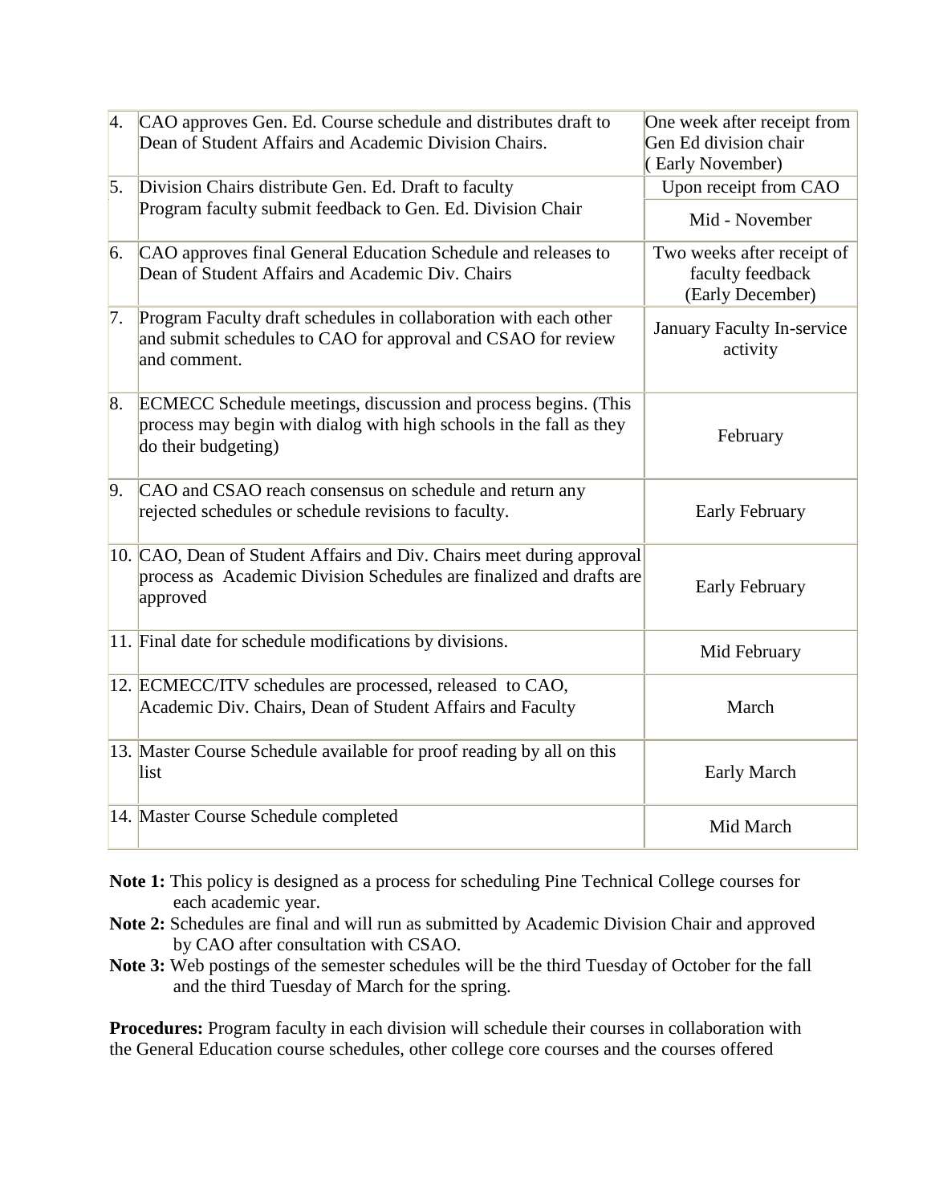| | | |
|---|---|---|
| 4. | CAO approves Gen. Ed. Course schedule and distributes draft to Dean of Student Affairs and Academic Division Chairs. | One week after receipt from Gen Ed division chair ( Early November) |
| 5. | Division Chairs distribute Gen. Ed. Draft to faculty | Upon receipt from CAO |
| | Program faculty submit feedback to Gen. Ed. Division Chair | Mid - November |
| 6. | CAO approves final General Education Schedule and releases to Dean of Student Affairs and Academic Div. Chairs | Two weeks after receipt of faculty feedback (Early December) |
| 7. | Program Faculty draft schedules in collaboration with each other and submit schedules to CAO for approval and CSAO for review and comment. | January Faculty In-service activity |
| 8. | ECMECC Schedule meetings, discussion and process begins. (This process may begin with dialog with high schools in the fall as they do their budgeting) | February |
| 9. | CAO and CSAO reach consensus on schedule and return any rejected schedules or schedule revisions to faculty. | Early February |
| 10. | CAO, Dean of Student Affairs and Div. Chairs meet during approval process as Academic Division Schedules are finalized and drafts are approved | Early February |
| 11. | Final date for schedule modifications by divisions. | Mid February |
| 12. | ECMECC/ITV schedules are processed, released to CAO, Academic Div. Chairs, Dean of Student Affairs and Faculty | March |
| 13. | Master Course Schedule available for proof reading by all on this list | Early March |
| 14. | Master Course Schedule completed | Mid March |

**Note 1:** This policy is designed as a process for scheduling Pine Technical College courses for each academic year.

**Note 2:** Schedules are final and will run as submitted by Academic Division Chair and approved by CAO after consultation with CSAO.

**Note 3:** Web postings of the semester schedules will be the third Tuesday of October for the fall and the third Tuesday of March for the spring.

**Procedures:** Program faculty in each division will schedule their courses in collaboration with the General Education course schedules, other college core courses and the courses offered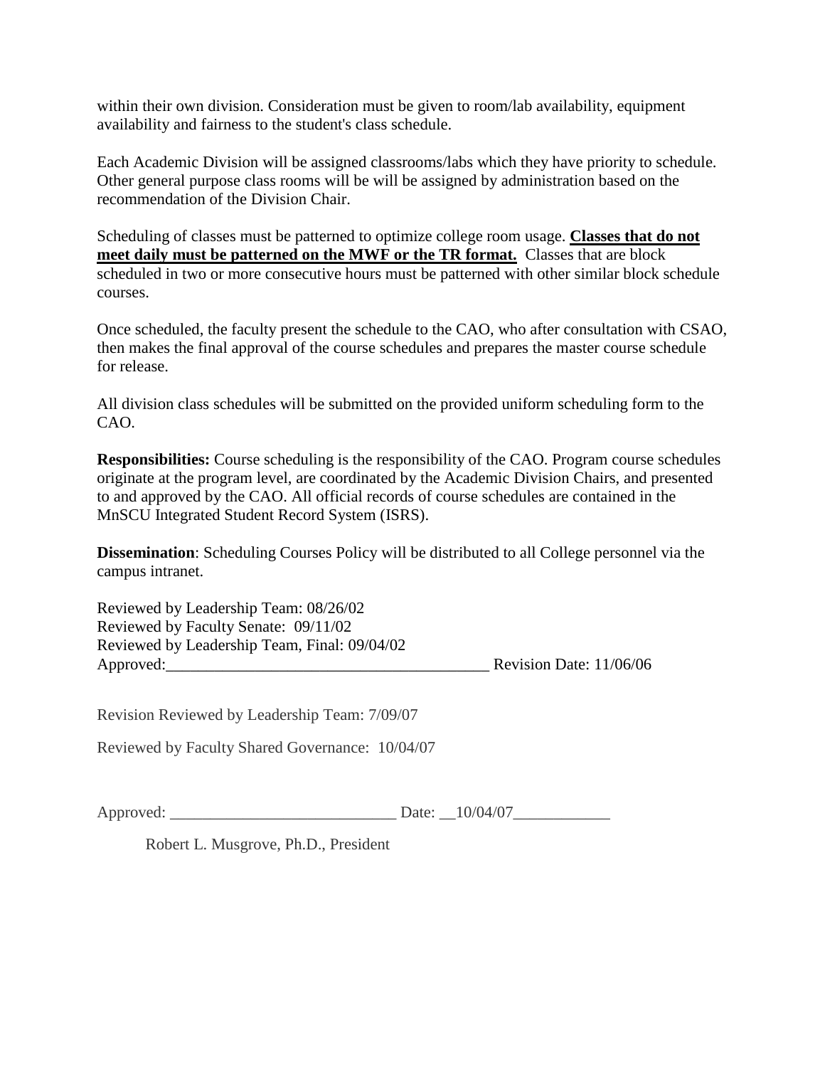within their own division. Consideration must be given to room/lab availability, equipment availability and fairness to the student's class schedule.

Each Academic Division will be assigned classrooms/labs which they have priority to schedule. Other general purpose class rooms will be will be assigned by administration based on the recommendation of the Division Chair.

Scheduling of classes must be patterned to optimize college room usage. **<u>Classes that do not meet daily must be patterned on the MWF or the TR format.</u>** Classes that are block scheduled in two or more consecutive hours must be patterned with other similar block schedule courses.

Once scheduled, the faculty present the schedule to the CAO, who after consultation with CSAO, then makes the final approval of the course schedules and prepares the master course schedule for release.

All division class schedules will be submitted on the provided uniform scheduling form to the CAO.

**Responsibilities:** Course scheduling is the responsibility of the CAO. Program course schedules originate at the program level, are coordinated by the Academic Division Chairs, and presented to and approved by the CAO. All official records of course schedules are contained in the MnSCU Integrated Student Record System (ISRS).

**Dissemination**: Scheduling Courses Policy will be distributed to all College personnel via the campus intranet.

Reviewed by Leadership Team: 08/26/02
Reviewed by Faculty Senate: 09/11/02
Reviewed by Leadership Team, Final: 09/04/02
Approved:________________________________________ Revision Date: 11/06/06

Revision Reviewed by Leadership Team: 7/09/07

Reviewed by Faculty Shared Governance: 10/04/07

Approved: ____________________________ Date: __10/04/07____________

Robert L. Musgrove, Ph.D., President